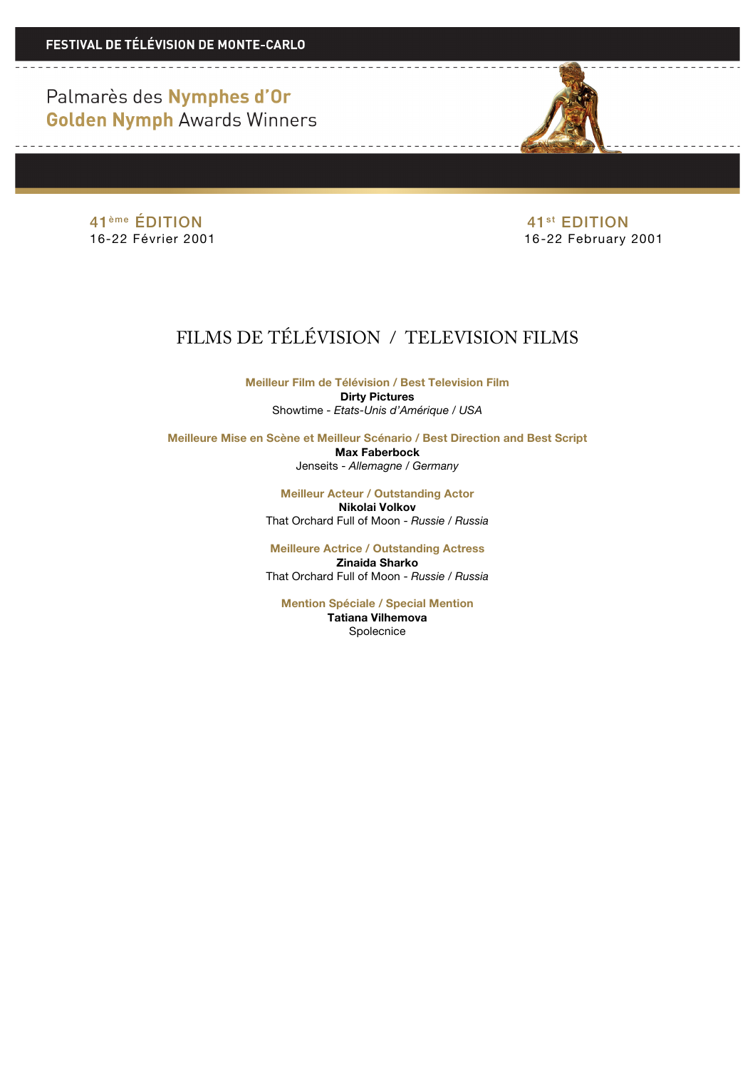**FESTIVAL DE TÉLÉVISION DE MONTE-CARLO**

# Palmarès des **Nymphes d'Or**
# **Golden Nymph** Awards Winners

41ème ÉDITION
16-22 Février 2001

41st EDITION
16-22 February 2001

## FILMS DE TÉLÉVISION / TELEVISION FILMS

**Meilleur Film de Télévision / Best Television Film**
**Dirty Pictures**
Showtime - *Etats-Unis d'Amérique / USA*

**Meilleure Mise en Scène et Meilleur Scénario / Best Direction and Best Script**
**Max Faberbock**
Jenseits - *Allemagne / Germany*

**Meilleur Acteur / Outstanding Actor**
**Nikolai Volkov**
That Orchard Full of Moon - *Russie / Russia*

**Meilleure Actrice / Outstanding Actress**
**Zinaida Sharko**
That Orchard Full of Moon - *Russie / Russia*

**Mention Spéciale / Special Mention**
**Tatiana Vilhemova**
Spolecnice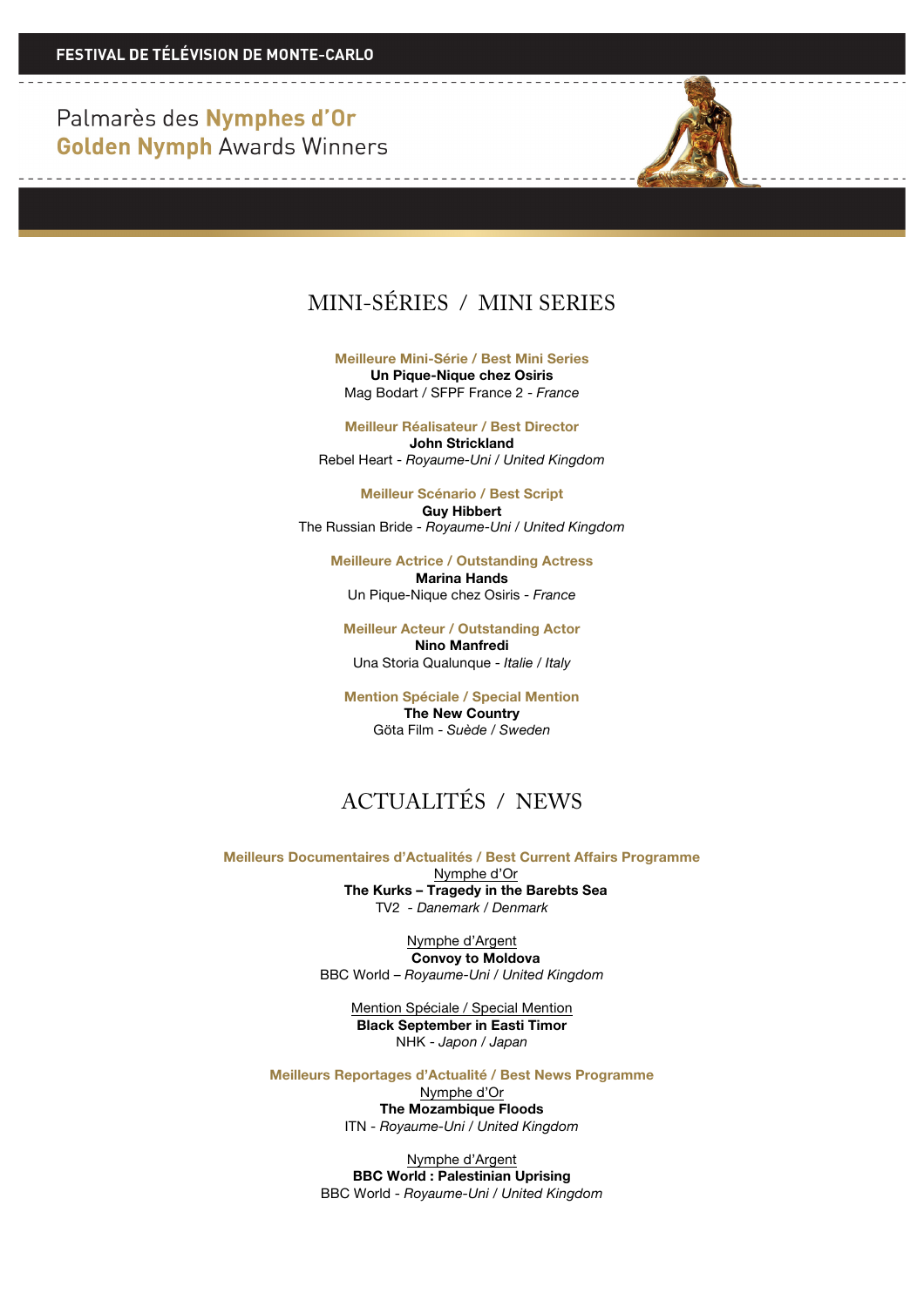# Palmarès des **Nymphes d'Or**
# **Golden Nymph** Awards Winners

## MINI-SÉRIES / MINI SERIES

**Meilleure Mini-Série / Best Mini Series**
**Un Pique-Nique chez Osiris**
Mag Bodart / SFPF France 2 - *France*

**Meilleur Réalisateur / Best Director**
**John Strickland**
Rebel Heart - *Royaume-Uni / United Kingdom*

**Meilleur Scénario / Best Script**
**Guy Hibbert**
The Russian Bride - *Royaume-Uni / United Kingdom*

**Meilleure Actrice / Outstanding Actress**
**Marina Hands**
Un Pique-Nique chez Osiris - *France*

**Meilleur Acteur / Outstanding Actor**
**Nino Manfredi**
Una Storia Qualunque - *Italie / Italy*

**Mention Spéciale / Special Mention**
**The New Country**
Göta Film - *Suède / Sweden*

## ACTUALITÉS / NEWS

**Meilleurs Documentaires d'Actualités / Best Current Affairs Programme**

Nymphe d'Or
**The Kurks – Tragedy in the Barebts Sea**
TV2 - *Danemark / Denmark*

Nymphe d'Argent
**Convoy to Moldova**
BBC World – *Royaume-Uni / United Kingdom*

Mention Spéciale / Special Mention
**Black September in Easti Timor**
NHK - *Japon / Japan*

**Meilleurs Reportages d'Actualité / Best News Programme**

Nymphe d'Or
**The Mozambique Floods**
ITN - *Royaume-Uni / United Kingdom*

Nymphe d'Argent
**BBC World : Palestinian Uprising**
BBC World - *Royaume-Uni / United Kingdom*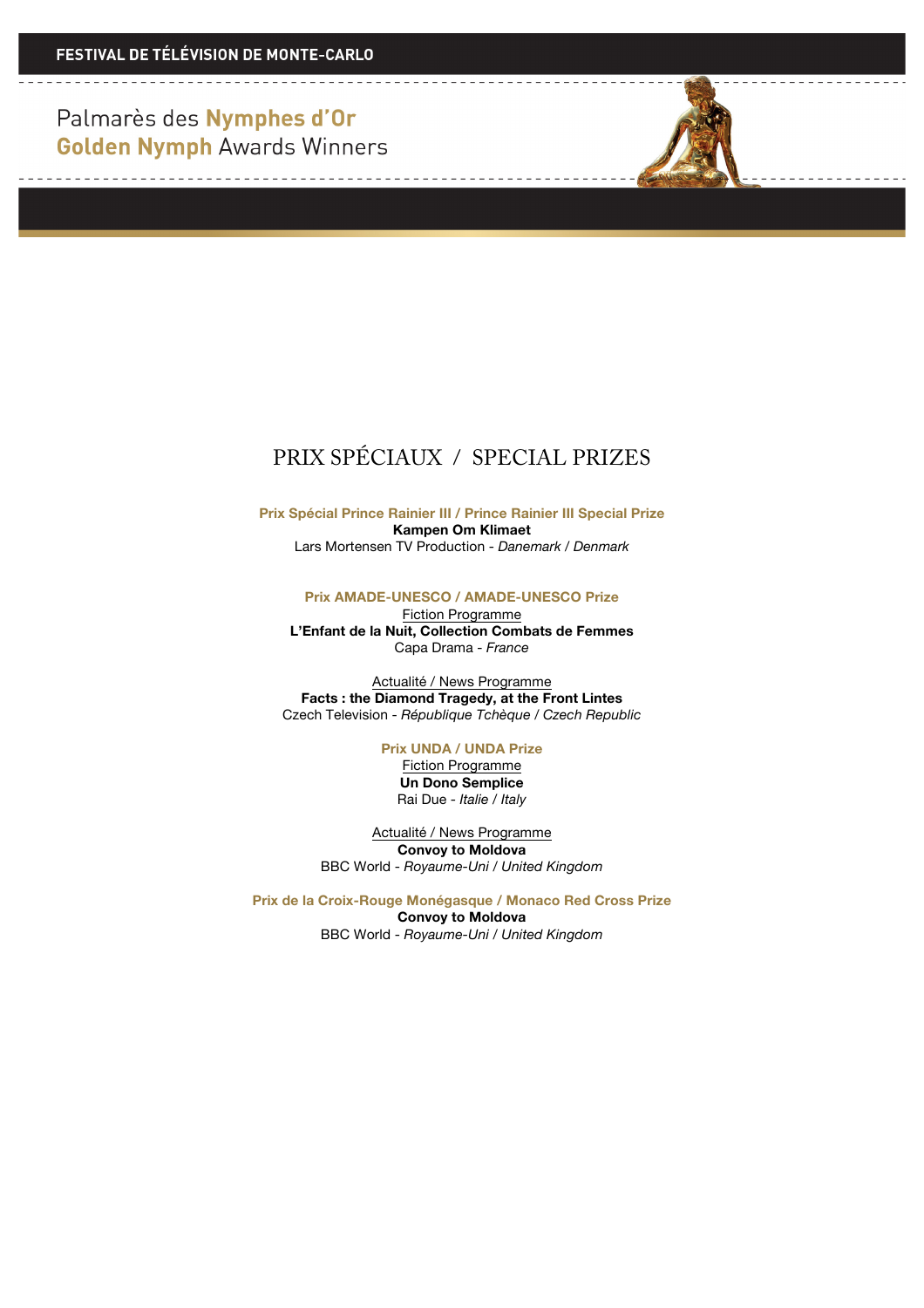# PRIX SPÉCIAUX / SPECIAL PRIZES

**Prix Spécial Prince Rainier III / Prince Rainier III Special Prize**
**Kampen Om Klimaet**
Lars Mortensen TV Production - *Danemark / Denmark*

**Prix AMADE-UNESCO / AMADE-UNESCO Prize**
Fiction Programme
**L'Enfant de la Nuit, Collection Combats de Femmes**
Capa Drama - *France*

Actualité / News Programme
**Facts : the Diamond Tragedy, at the Front Lintes**
Czech Television - *République Tchèque / Czech Republic*

**Prix UNDA / UNDA Prize**
Fiction Programme
**Un Dono Semplice**
Rai Due - *Italie / Italy*

Actualité / News Programme
**Convoy to Moldova**
BBC World - *Royaume-Uni / United Kingdom*

**Prix de la Croix-Rouge Monégasque / Monaco Red Cross Prize**
**Convoy to Moldova**
BBC World - *Royaume-Uni / United Kingdom*